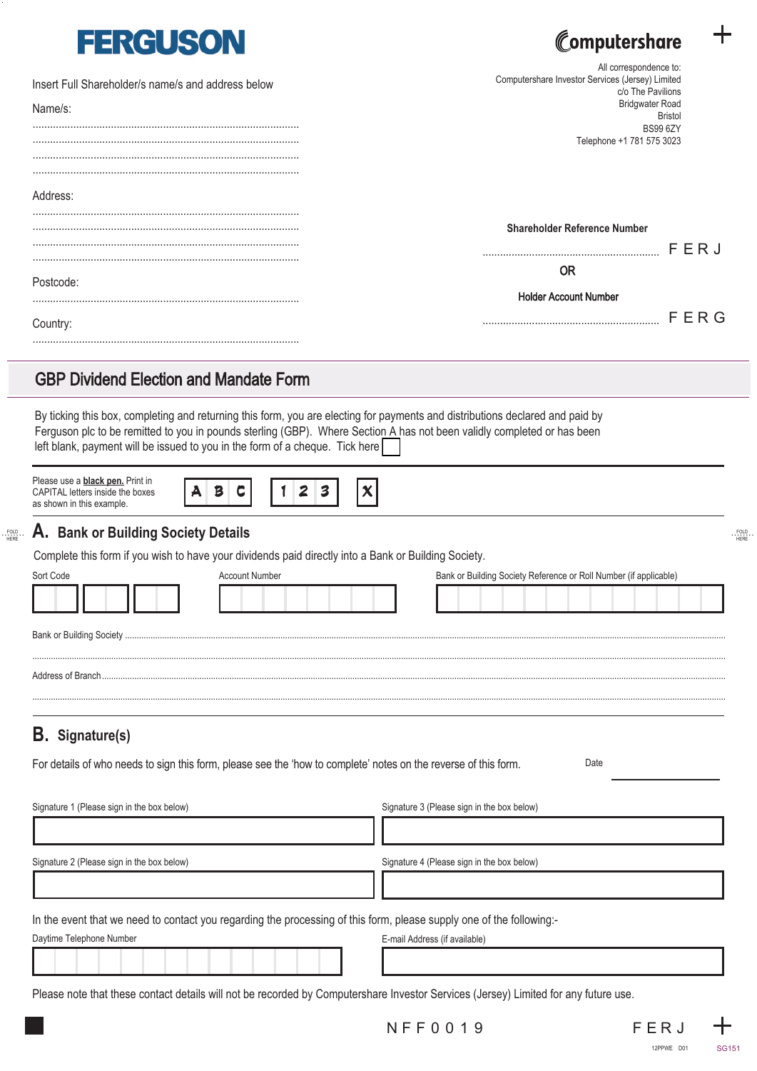**FERGUSON**

**Computershare**

All correspondence to:
Computershare Investor Services (Jersey) Limited
c/o The Pavilions
Bridgwater Road
Bristol
BS99 6ZY
Telephone +1 781 575 3023

Insert Full Shareholder/s name/s and address below

Name/s:

...........................................................................................

...........................................................................................

...........................................................................................

...........................................................................................

Address:

...........................................................................................

...........................................................................................

...........................................................................................

...........................................................................................

Postcode:

...........................................................................................

Country:

...........................................................................................

**Shareholder Reference Number**

.............................................................. F E R J

**OR**

**Holder Account Number**

.............................................................. F E R G

## GBP Dividend Election and Mandate Form

By ticking this box, completing and returning this form, you are electing for payments and distributions declared and paid by Ferguson plc to be remitted to you in pounds sterling (GBP). Where Section A has not been validly completed or has been left blank, payment will be issued to you in the form of a cheque. Tick here ☐

Please use a **black pen.** Print in CAPITAL letters inside the boxes as shown in this example. A B C 1 2 3 X

## A. Bank or Building Society Details

Complete this form if you wish to have your dividends paid directly into a Bank or Building Society.

| Sort Code | Account Number | Bank or Building Society Reference or Roll Number (if applicable) |
|---|---|---|
| | | |

Bank or Building Society ...........................................................................................

...........................................................................................

Address of Branch ...........................................................................................

...........................................................................................

## B. Signature(s)

For details of who needs to sign this form, please see the 'how to complete' notes on the reverse of this form.

Date

Signature 1 (Please sign in the box below)

Signature 3 (Please sign in the box below)

Signature 2 (Please sign in the box below)

Signature 4 (Please sign in the box below)

In the event that we need to contact you regarding the processing of this form, please supply one of the following:-

Daytime Telephone Number

E-mail Address (if available)

Please note that these contact details will not be recorded by Computershare Investor Services (Jersey) Limited for any future use.

N F F 0 0 1 9

F E R J

12PPWE D01 SG151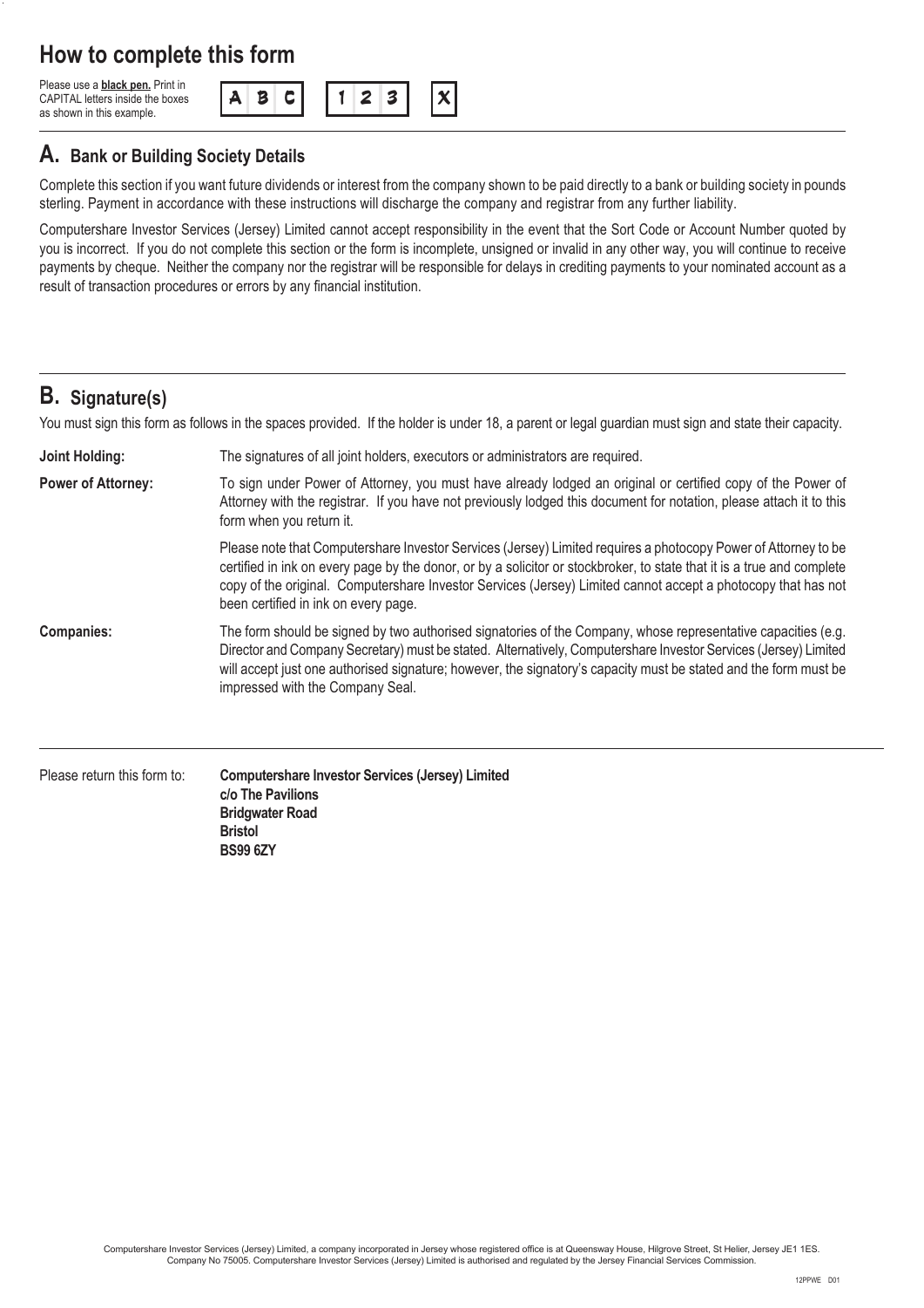# How to complete this form

Please use a **black pen.** Print in CAPITAL letters inside the boxes as shown in this example.

A B C    1 2 3    X

## A. Bank or Building Society Details

Complete this section if you want future dividends or interest from the company shown to be paid directly to a bank or building society in pounds sterling. Payment in accordance with these instructions will discharge the company and registrar from any further liability.

Computershare Investor Services (Jersey) Limited cannot accept responsibility in the event that the Sort Code or Account Number quoted by you is incorrect. If you do not complete this section or the form is incomplete, unsigned or invalid in any other way, you will continue to receive payments by cheque. Neither the company nor the registrar will be responsible for delays in crediting payments to your nominated account as a result of transaction procedures or errors by any financial institution.

## B. Signature(s)

You must sign this form as follows in the spaces provided. If the holder is under 18, a parent or legal guardian must sign and state their capacity.

**Joint Holding:** The signatures of all joint holders, executors or administrators are required.

**Power of Attorney:** To sign under Power of Attorney, you must have already lodged an original or certified copy of the Power of Attorney with the registrar. If you have not previously lodged this document for notation, please attach it to this form when you return it.

Please note that Computershare Investor Services (Jersey) Limited requires a photocopy Power of Attorney to be certified in ink on every page by the donor, or by a solicitor or stockbroker, to state that it is a true and complete copy of the original. Computershare Investor Services (Jersey) Limited cannot accept a photocopy that has not been certified in ink on every page.

**Companies:** The form should be signed by two authorised signatories of the Company, whose representative capacities (e.g. Director and Company Secretary) must be stated. Alternatively, Computershare Investor Services (Jersey) Limited will accept just one authorised signature; however, the signatory's capacity must be stated and the form must be impressed with the Company Seal.

Please return this form to:

**Computershare Investor Services (Jersey) Limited**
**c/o The Pavilions**
**Bridgwater Road**
**Bristol**
**BS99 6ZY**

Computershare Investor Services (Jersey) Limited, a company incorporated in Jersey whose registered office is at Queensway House, Hilgrove Street, St Helier, Jersey JE1 1ES. Company No 75005. Computershare Investor Services (Jersey) Limited is authorised and regulated by the Jersey Financial Services Commission.

12PPWE D01